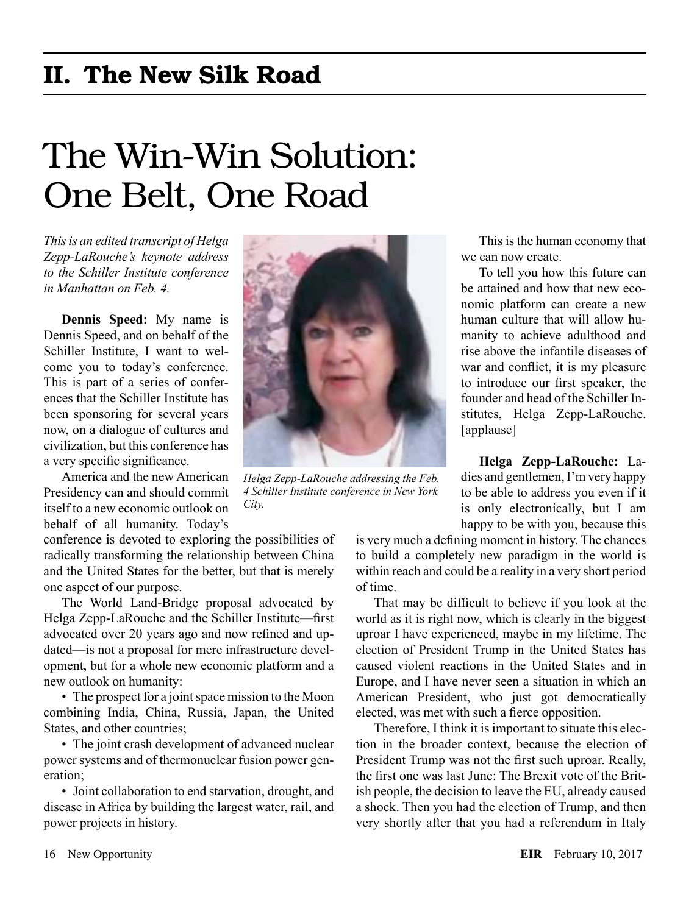## II. The New Silk Road

# The Win-Win Solution: One Belt, One Road

*This is an edited transcript of Helga Zepp-LaRouche's keynote address to the Schiller Institute conference in Manhattan on Feb. 4.*

*Helga Zepp-LaRouche addressing the Feb. 4 Schiller Institute conference in New York City.*

**Dennis Speed:** My name is Dennis Speed, and on behalf of the Schiller Institute, I want to welcome you to today's conference. This is part of a series of conferences that the Schiller Institute has been sponsoring for several years now, on a dialogue of cultures and civilization, but this conference has a very specific significance.

America and the new American Presidency can and should commit itself to a new economic outlook on behalf of all humanity. Today's conference is devoted to exploring the possibilities of radically transforming the relationship between China and the United States for the better, but that is merely one aspect of our purpose.

The World Land-Bridge proposal advocated by Helga Zepp-LaRouche and the Schiller Institute—first advocated over 20 years ago and now refined and updated—is not a proposal for mere infrastructure development, but for a whole new economic platform and a new outlook on humanity:

- The prospect for a joint space mission to the Moon combining India, China, Russia, Japan, the United States, and other countries;
- The joint crash development of advanced nuclear power systems and of thermonuclear fusion power generation;
- Joint collaboration to end starvation, drought, and disease in Africa by building the largest water, rail, and power projects in history.

This is the human economy that we can now create.

To tell you how this future can be attained and how that new economic platform can create a new human culture that will allow humanity to achieve adulthood and rise above the infantile diseases of war and conflict, it is my pleasure to introduce our first speaker, the founder and head of the Schiller Institutes, Helga Zepp-LaRouche. [applause]

**Helga Zepp-LaRouche:** Ladies and gentlemen, I'm very happy to be able to address you even if it is only electronically, but I am happy to be with you, because this is very much a defining moment in history. The chances to build a completely new paradigm in the world is within reach and could be a reality in a very short period of time.

That may be difficult to believe if you look at the world as it is right now, which is clearly in the biggest uproar I have experienced, maybe in my lifetime. The election of President Trump in the United States has caused violent reactions in the United States and in Europe, and I have never seen a situation in which an American President, who just got democratically elected, was met with such a fierce opposition.

Therefore, I think it is important to situate this election in the broader context, because the election of President Trump was not the first such uproar. Really, the first one was last June: The Brexit vote of the British people, the decision to leave the EU, already caused a shock. Then you had the election of Trump, and then very shortly after that you had a referendum in Italy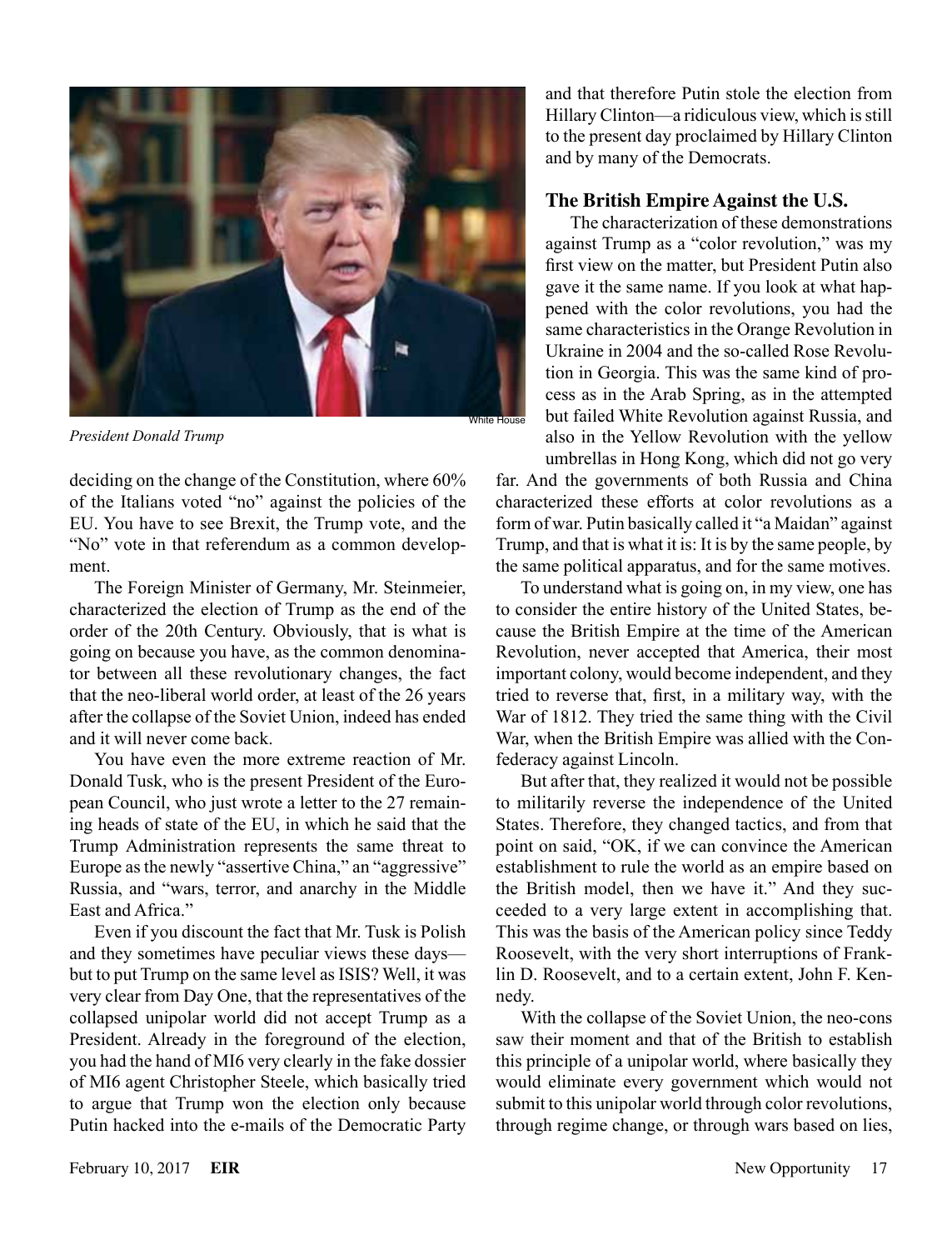President Donald Trump

deciding on the change of the Constitution, where 60% of the Italians voted "no" against the policies of the EU. You have to see Brexit, the Trump vote, and the "No" vote in that referendum as a common development.

The Foreign Minister of Germany, Mr. Steinmeier, characterized the election of Trump as the end of the order of the 20th Century. Obviously, that is what is going on because you have, as the common denominator between all these revolutionary changes, the fact that the neo-liberal world order, at least of the 26 years after the collapse of the Soviet Union, indeed has ended and it will never come back.

You have even the more extreme reaction of Mr. Donald Tusk, who is the present President of the European Council, who just wrote a letter to the 27 remaining heads of state of the EU, in which he said that the Trump Administration represents the same threat to Europe as the newly "assertive China," an "aggressive" Russia, and "wars, terror, and anarchy in the Middle East and Africa."

Even if you discount the fact that Mr. Tusk is Polish and they sometimes have peculiar views these days—but to put Trump on the same level as ISIS? Well, it was very clear from Day One, that the representatives of the collapsed unipolar world did not accept Trump as a President. Already in the foreground of the election, you had the hand of MI6 very clearly in the fake dossier of MI6 agent Christopher Steele, which basically tried to argue that Trump won the election only because Putin hacked into the e-mails of the Democratic Party and that therefore Putin stole the election from Hillary Clinton—a ridiculous view, which is still to the present day proclaimed by Hillary Clinton and by many of the Democrats.

### The British Empire Against the U.S.

The characterization of these demonstrations against Trump as a "color revolution," was my first view on the matter, but President Putin also gave it the same name. If you look at what happened with the color revolutions, you had the same characteristics in the Orange Revolution in Ukraine in 2004 and the so-called Rose Revolution in Georgia. This was the same kind of process as in the Arab Spring, as in the attempted but failed White Revolution against Russia, and also in the Yellow Revolution with the yellow umbrellas in Hong Kong, which did not go very far. And the governments of both Russia and China characterized these efforts at color revolutions as a form of war. Putin basically called it "a Maidan" against Trump, and that is what it is: It is by the same people, by the same political apparatus, and for the same motives.

To understand what is going on, in my view, one has to consider the entire history of the United States, because the British Empire at the time of the American Revolution, never accepted that America, their most important colony, would become independent, and they tried to reverse that, first, in a military way, with the War of 1812. They tried the same thing with the Civil War, when the British Empire was allied with the Confederacy against Lincoln.

But after that, they realized it would not be possible to militarily reverse the independence of the United States. Therefore, they changed tactics, and from that point on said, "OK, if we can convince the American establishment to rule the world as an empire based on the British model, then we have it." And they succeeded to a very large extent in accomplishing that. This was the basis of the American policy since Teddy Roosevelt, with the very short interruptions of Franklin D. Roosevelt, and to a certain extent, John F. Kennedy.

With the collapse of the Soviet Union, the neo-cons saw their moment and that of the British to establish this principle of a unipolar world, where basically they would eliminate every government which would not submit to this unipolar world through color revolutions, through regime change, or through wars based on lies,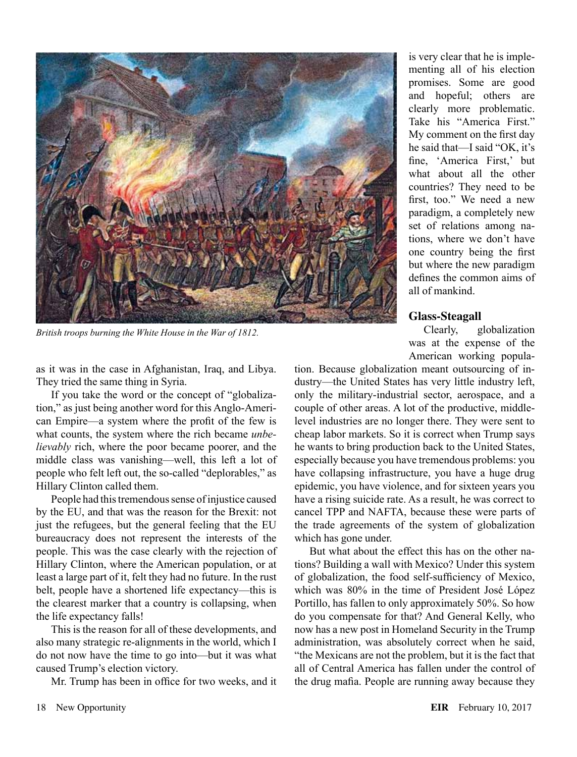British troops burning the White House in the War of 1812.

as it was in the case in Afghanistan, Iraq, and Libya. They tried the same thing in Syria.

If you take the word or the concept of "globalization," as just being another word for this Anglo-American Empire—a system where the profit of the few is what counts, the system where the rich became *unbelievably* rich, where the poor became poorer, and the middle class was vanishing—well, this left a lot of people who felt left out, the so-called "deplorables," as Hillary Clinton called them.

People had this tremendous sense of injustice caused by the EU, and that was the reason for the Brexit: not just the refugees, but the general feeling that the EU bureaucracy does not represent the interests of the people. This was the case clearly with the rejection of Hillary Clinton, where the American population, or at least a large part of it, felt they had no future. In the rust belt, people have a shortened life expectancy—this is the clearest marker that a country is collapsing, when the life expectancy falls!

This is the reason for all of these developments, and also many strategic re-alignments in the world, which I do not now have the time to go into—but it was what caused Trump's election victory.

Mr. Trump has been in office for two weeks, and it is very clear that he is implementing all of his election promises. Some are good and hopeful; others are clearly more problematic. Take his "America First." My comment on the first day he said that—I said "OK, it's fine, 'America First,' but what about all the other countries? They need to be first, too." We need a new paradigm, a completely new set of relations among nations, where we don't have one country being the first but where the new paradigm defines the common aims of all of mankind.

### Glass-Steagall

Clearly, globalization was at the expense of the American working population. Because globalization meant outsourcing of industry—the United States has very little industry left, only the military-industrial sector, aerospace, and a couple of other areas. A lot of the productive, middle-level industries are no longer there. They were sent to cheap labor markets. So it is correct when Trump says he wants to bring production back to the United States, especially because you have tremendous problems: you have collapsing infrastructure, you have a huge drug epidemic, you have violence, and for sixteen years you have a rising suicide rate. As a result, he was correct to cancel TPP and NAFTA, because these were parts of the trade agreements of the system of globalization which has gone under.

But what about the effect this has on the other nations? Building a wall with Mexico? Under this system of globalization, the food self-sufficiency of Mexico, which was 80% in the time of President José López Portillo, has fallen to only approximately 50%. So how do you compensate for that? And General Kelly, who now has a new post in Homeland Security in the Trump administration, was absolutely correct when he said, "the Mexicans are not the problem, but it is the fact that all of Central America has fallen under the control of the drug mafia. People are running away because they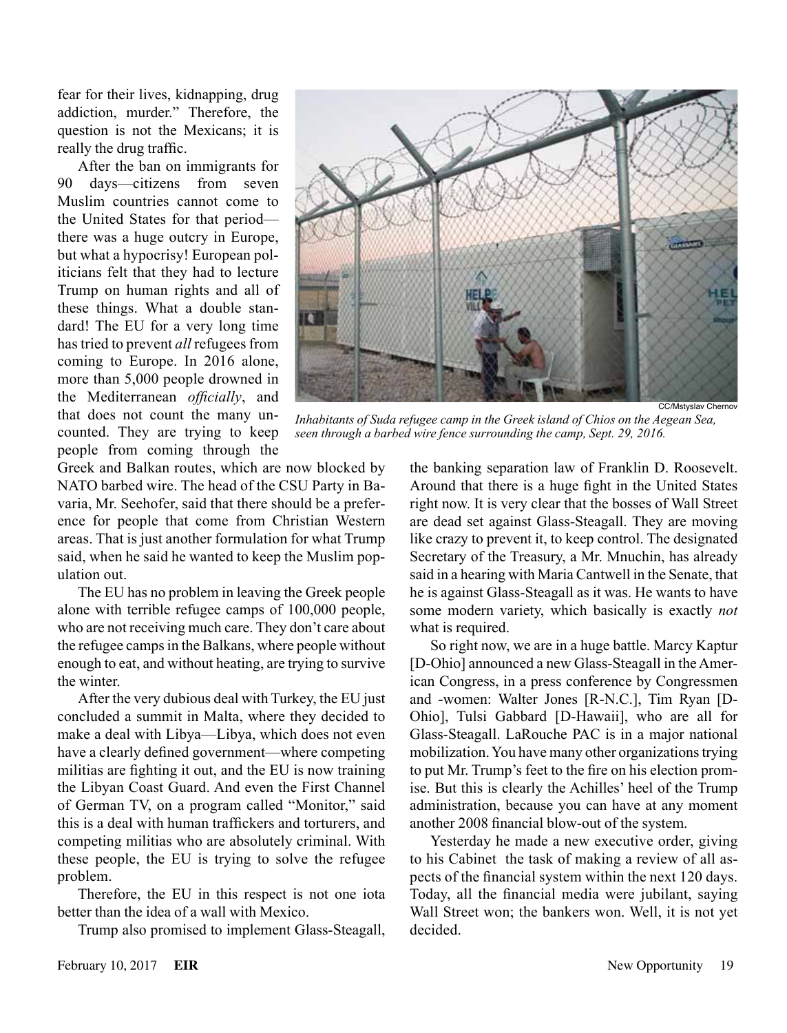fear for their lives, kidnapping, drug addiction, murder." Therefore, the question is not the Mexicans; it is really the drug traffic.

After the ban on immigrants for 90 days—citizens from seven Muslim countries cannot come to the United States for that period—there was a huge outcry in Europe, but what a hypocrisy! European politicians felt that they had to lecture Trump on human rights and all of these things. What a double standard! The EU for a very long time has tried to prevent *all* refugees from coming to Europe. In 2016 alone, more than 5,000 people drowned in the Mediterranean *officially*, and that does not count the many uncounted. They are trying to keep people from coming through the Greek and Balkan routes, which are now blocked by NATO barbed wire. The head of the CSU Party in Bavaria, Mr. Seehofer, said that there should be a preference for people that come from Christian Western areas. That is just another formulation for what Trump said, when he said he wanted to keep the Muslim population out.

CC/Mstyslav Chernov

*Inhabitants of Suda refugee camp in the Greek island of Chios on the Aegean Sea, seen through a barbed wire fence surrounding the camp, Sept. 29, 2016.*

The EU has no problem in leaving the Greek people alone with terrible refugee camps of 100,000 people, who are not receiving much care. They don't care about the refugee camps in the Balkans, where people without enough to eat, and without heating, are trying to survive the winter.

After the very dubious deal with Turkey, the EU just concluded a summit in Malta, where they decided to make a deal with Libya—Libya, which does not even have a clearly defined government—where competing militias are fighting it out, and the EU is now training the Libyan Coast Guard. And even the First Channel of German TV, on a program called "Monitor," said this is a deal with human traffickers and torturers, and competing militias who are absolutely criminal. With these people, the EU is trying to solve the refugee problem.

Therefore, the EU in this respect is not one iota better than the idea of a wall with Mexico.

Trump also promised to implement Glass-Steagall, the banking separation law of Franklin D. Roosevelt. Around that there is a huge fight in the United States right now. It is very clear that the bosses of Wall Street are dead set against Glass-Steagall. They are moving like crazy to prevent it, to keep control. The designated Secretary of the Treasury, a Mr. Mnuchin, has already said in a hearing with Maria Cantwell in the Senate, that he is against Glass-Steagall as it was. He wants to have some modern variety, which basically is exactly *not* what is required.

So right now, we are in a huge battle. Marcy Kaptur [D-Ohio] announced a new Glass-Steagall in the American Congress, in a press conference by Congressmen and -women: Walter Jones [R-N.C.], Tim Ryan [D-Ohio], Tulsi Gabbard [D-Hawaii], who are all for Glass-Steagall. LaRouche PAC is in a major national mobilization. You have many other organizations trying to put Mr. Trump's feet to the fire on his election promise. But this is clearly the Achilles' heel of the Trump administration, because you can have at any moment another 2008 financial blow-out of the system.

Yesterday he made a new executive order, giving to his Cabinet the task of making a review of all aspects of the financial system within the next 120 days. Today, all the financial media were jubilant, saying Wall Street won; the bankers won. Well, it is not yet decided.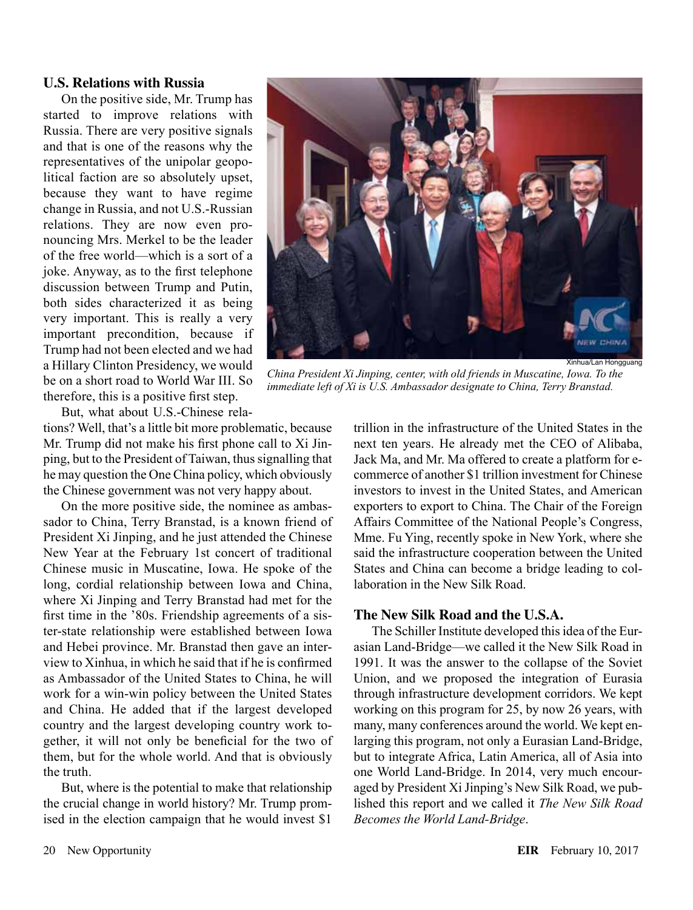### U.S. Relations with Russia

On the positive side, Mr. Trump has started to improve relations with Russia. There are very positive signals and that is one of the reasons why the representatives of the unipolar geopolitical faction are so absolutely upset, because they want to have regime change in Russia, and not U.S.-Russian relations. They are now even pronouncing Mrs. Merkel to be the leader of the free world—which is a sort of a joke. Anyway, as to the first telephone discussion between Trump and Putin, both sides characterized it as being very important. This is really a very important precondition, because if Trump had not been elected and we had a Hillary Clinton Presidency, we would be on a short road to World War III. So therefore, this is a positive first step.

Xinhua/Lan Hongguang

*China President Xi Jinping, center, with old friends in Muscatine, Iowa. To the immediate left of Xi is U.S. Ambassador designate to China, Terry Branstad.*

But, what about U.S.-Chinese relations? Well, that's a little bit more problematic, because Mr. Trump did not make his first phone call to Xi Jinping, but to the President of Taiwan, thus signalling that he may question the One China policy, which obviously the Chinese government was not very happy about.

On the more positive side, the nominee as ambassador to China, Terry Branstad, is a known friend of President Xi Jinping, and he just attended the Chinese New Year at the February 1st concert of traditional Chinese music in Muscatine, Iowa. He spoke of the long, cordial relationship between Iowa and China, where Xi Jinping and Terry Branstad had met for the first time in the '80s. Friendship agreements of a sister-state relationship were established between Iowa and Hebei province. Mr. Branstad then gave an interview to Xinhua, in which he said that if he is confirmed as Ambassador of the United States to China, he will work for a win-win policy between the United States and China. He added that if the largest developed country and the largest developing country work together, it will not only be beneficial for the two of them, but for the whole world. And that is obviously the truth.

But, where is the potential to make that relationship the crucial change in world history? Mr. Trump promised in the election campaign that he would invest $1 trillion in the infrastructure of the United States in the next ten years. He already met the CEO of Alibaba, Jack Ma, and Mr. Ma offered to create a platform for e-commerce of another $1 trillion investment for Chinese investors to invest in the United States, and American exporters to export to China. The Chair of the Foreign Affairs Committee of the National People's Congress, Mme. Fu Ying, recently spoke in New York, where she said the infrastructure cooperation between the United States and China can become a bridge leading to collaboration in the New Silk Road.

### The New Silk Road and the U.S.A.

The Schiller Institute developed this idea of the Eurasian Land-Bridge—we called it the New Silk Road in 1991. It was the answer to the collapse of the Soviet Union, and we proposed the integration of Eurasia through infrastructure development corridors. We kept working on this program for 25, by now 26 years, with many, many conferences around the world. We kept enlarging this program, not only a Eurasian Land-Bridge, but to integrate Africa, Latin America, all of Asia into one World Land-Bridge. In 2014, very much encouraged by President Xi Jinping's New Silk Road, we published this report and we called it *The New Silk Road Becomes the World Land-Bridge*.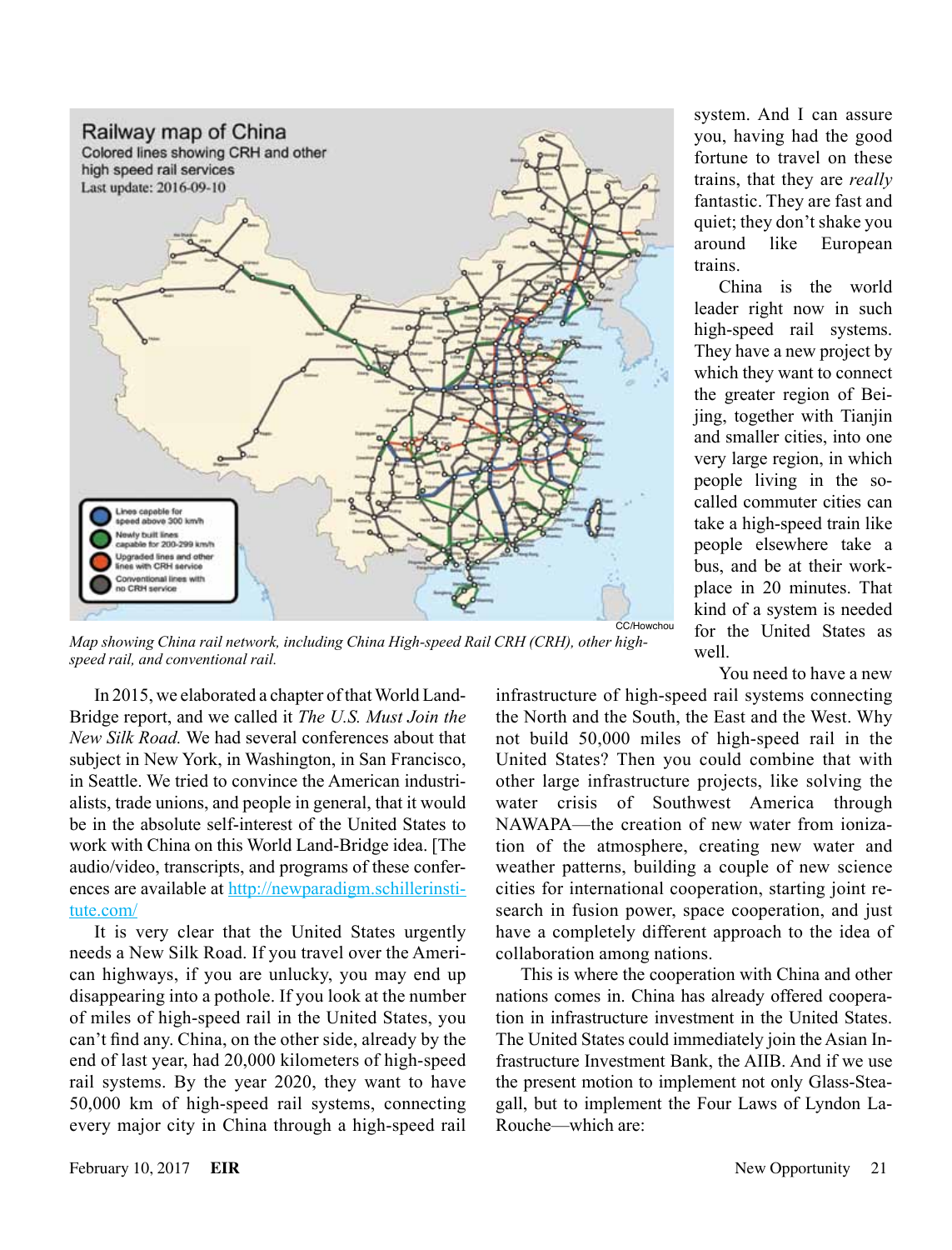Map showing China rail network, including China High-speed Rail CRH (CRH), other high-speed rail, and conventional rail.

In 2015, we elaborated a chapter of that World Land-Bridge report, and we called it *The U.S. Must Join the New Silk Road.* We had several conferences about that subject in New York, in Washington, in San Francisco, in Seattle. We tried to convince the American industrialists, trade unions, and people in general, that it would be in the absolute self-interest of the United States to work with China on this World Land-Bridge idea. [The audio/video, transcripts, and programs of these conferences are available at http://newparadigm.schillerinstitute.com/

It is very clear that the United States urgently needs a New Silk Road. If you travel over the American highways, if you are unlucky, you may end up disappearing into a pothole. If you look at the number of miles of high-speed rail in the United States, you can't find any. China, on the other side, already by the end of last year, had 20,000 kilometers of high-speed rail systems. By the year 2020, they want to have 50,000 km of high-speed rail systems, connecting every major city in China through a high-speed rail system. And I can assure you, having had the good fortune to travel on these trains, that they are *really* fantastic. They are fast and quiet; they don't shake you around like European trains.

China is the world leader right now in such high-speed rail systems. They have a new project by which they want to connect the greater region of Beijing, together with Tianjin and smaller cities, into one very large region, in which people living in the so-called commuter cities can take a high-speed train like people elsewhere take a bus, and be at their workplace in 20 minutes. That kind of a system is needed for the United States as well.

You need to have a new infrastructure of high-speed rail systems connecting the North and the South, the East and the West. Why not build 50,000 miles of high-speed rail in the United States? Then you could combine that with other large infrastructure projects, like solving the water crisis of Southwest America through NAWAPA—the creation of new water from ionization of the atmosphere, creating new water and weather patterns, building a couple of new science cities for international cooperation, starting joint research in fusion power, space cooperation, and just have a completely different approach to the idea of collaboration among nations.

This is where the cooperation with China and other nations comes in. China has already offered cooperation in infrastructure investment in the United States. The United States could immediately join the Asian Infrastructure Investment Bank, the AIIB. And if we use the present motion to implement not only Glass-Steagall, but to implement the Four Laws of Lyndon LaRouche—which are: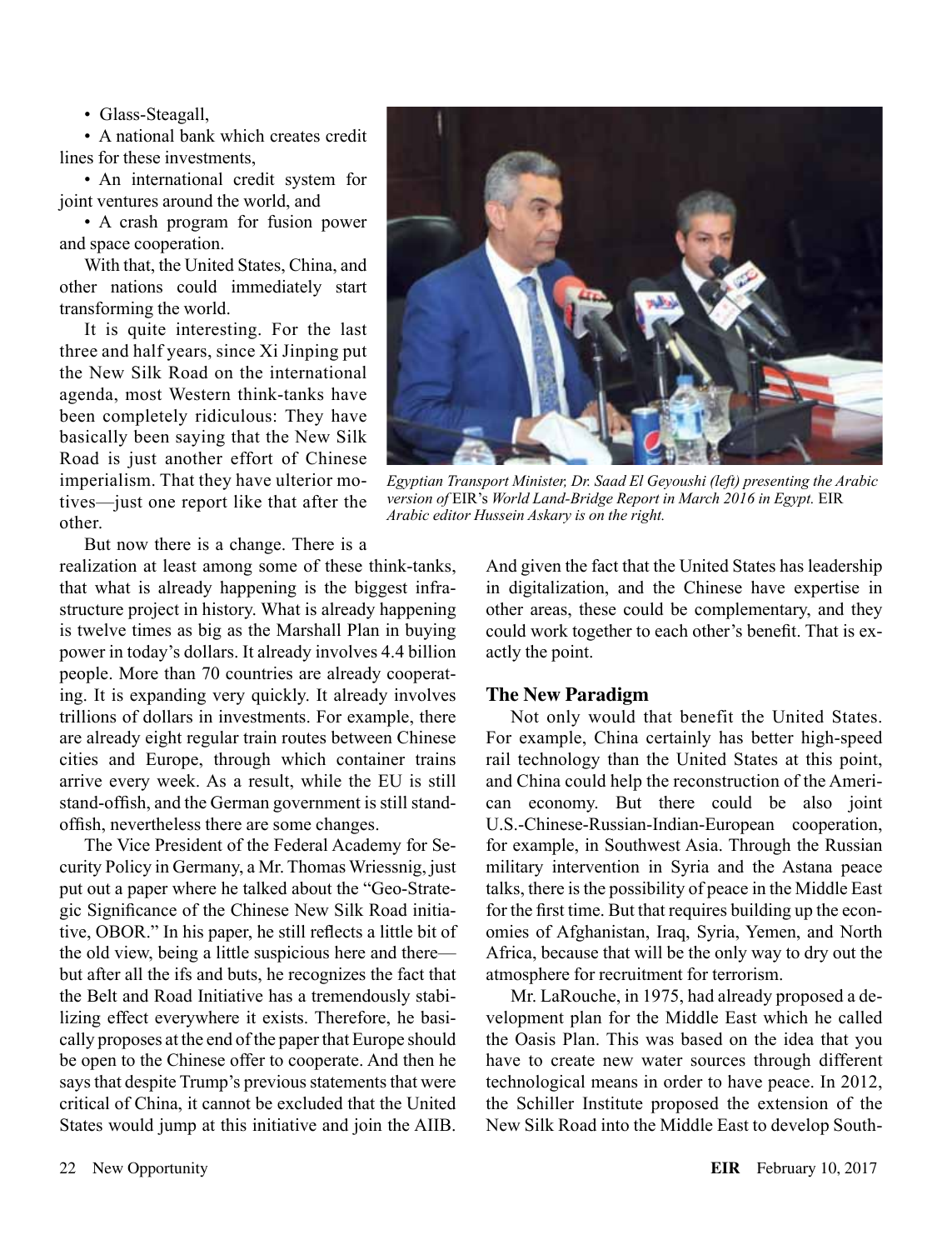- Glass-Steagall,
- A national bank which creates credit lines for these investments,
- An international credit system for joint ventures around the world, and
- A crash program for fusion power and space cooperation.

With that, the United States, China, and other nations could immediately start transforming the world.

It is quite interesting. For the last three and half years, since Xi Jinping put the New Silk Road on the international agenda, most Western think-tanks have been completely ridiculous: They have basically been saying that the New Silk Road is just another effort of Chinese imperialism. That they have ulterior motives—just one report like that after the other.

*Egyptian Transport Minister, Dr. Saad El Geyoushi (left) presenting the Arabic version of* EIR*'s World Land-Bridge Report in March 2016 in Egypt.* EIR *Arabic editor Hussein Askary is on the right.*

But now there is a change. There is a realization at least among some of these think-tanks, that what is already happening is the biggest infrastructure project in history. What is already happening is twelve times as big as the Marshall Plan in buying power in today's dollars. It already involves 4.4 billion people. More than 70 countries are already cooperating. It is expanding very quickly. It already involves trillions of dollars in investments. For example, there are already eight regular train routes between Chinese cities and Europe, through which container trains arrive every week. As a result, while the EU is still stand-offish, and the German government is still stand-offish, nevertheless there are some changes.

The Vice President of the Federal Academy for Security Policy in Germany, a Mr. Thomas Wriessnig, just put out a paper where he talked about the "Geo-Strategic Significance of the Chinese New Silk Road initiative, OBOR." In his paper, he still reflects a little bit of the old view, being a little suspicious here and there—but after all the ifs and buts, he recognizes the fact that the Belt and Road Initiative has a tremendously stabilizing effect everywhere it exists. Therefore, he basically proposes at the end of the paper that Europe should be open to the Chinese offer to cooperate. And then he says that despite Trump's previous statements that were critical of China, it cannot be excluded that the United States would jump at this initiative and join the AIIB. And given the fact that the United States has leadership in digitalization, and the Chinese have expertise in other areas, these could be complementary, and they could work together to each other's benefit. That is exactly the point.

### The New Paradigm

Not only would that benefit the United States. For example, China certainly has better high-speed rail technology than the United States at this point, and China could help the reconstruction of the American economy. But there could be also joint U.S.-Chinese-Russian-Indian-European cooperation, for example, in Southwest Asia. Through the Russian military intervention in Syria and the Astana peace talks, there is the possibility of peace in the Middle East for the first time. But that requires building up the economies of Afghanistan, Iraq, Syria, Yemen, and North Africa, because that will be the only way to dry out the atmosphere for recruitment for terrorism.

Mr. LaRouche, in 1975, had already proposed a development plan for the Middle East which he called the Oasis Plan. This was based on the idea that you have to create new water sources through different technological means in order to have peace. In 2012, the Schiller Institute proposed the extension of the New Silk Road into the Middle East to develop South-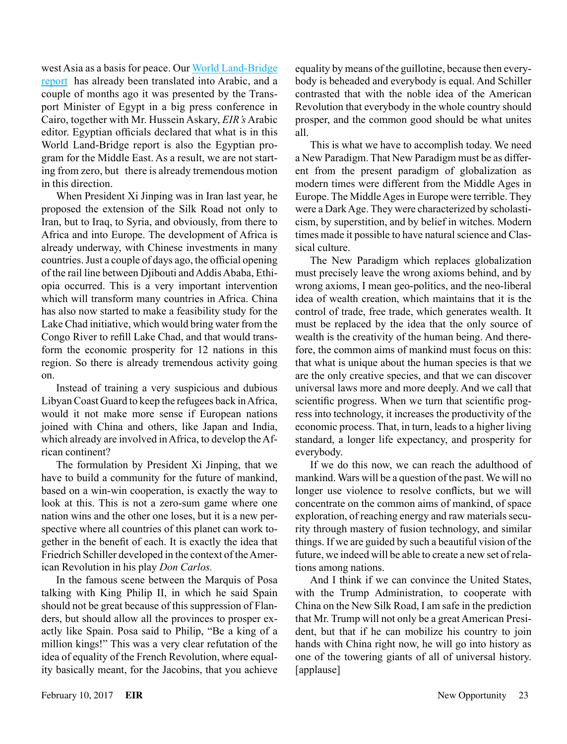west Asia as a basis for peace. Our World Land-Bridge report has already been translated into Arabic, and a couple of months ago it was presented by the Transport Minister of Egypt in a big press conference in Cairo, together with Mr. Hussein Askary, *EIR's* Arabic editor. Egyptian officials declared that what is in this World Land-Bridge report is also the Egyptian program for the Middle East. As a result, we are not starting from zero, but there is already tremendous motion in this direction.

When President Xi Jinping was in Iran last year, he proposed the extension of the Silk Road not only to Iran, but to Iraq, to Syria, and obviously, from there to Africa and into Europe. The development of Africa is already underway, with Chinese investments in many countries. Just a couple of days ago, the official opening of the rail line between Djibouti and Addis Ababa, Ethiopia occurred. This is a very important intervention which will transform many countries in Africa. China has also now started to make a feasibility study for the Lake Chad initiative, which would bring water from the Congo River to refill Lake Chad, and that would transform the economic prosperity for 12 nations in this region. So there is already tremendous activity going on.

Instead of training a very suspicious and dubious Libyan Coast Guard to keep the refugees back in Africa, would it not make more sense if European nations joined with China and others, like Japan and India, which already are involved in Africa, to develop the African continent?

The formulation by President Xi Jinping, that we have to build a community for the future of mankind, based on a win-win cooperation, is exactly the way to look at this. This is not a zero-sum game where one nation wins and the other one loses, but it is a new perspective where all countries of this planet can work together in the benefit of each. It is exactly the idea that Friedrich Schiller developed in the context of the American Revolution in his play *Don Carlos.*

In the famous scene between the Marquis of Posa talking with King Philip II, in which he said Spain should not be great because of this suppression of Flanders, but should allow all the provinces to prosper exactly like Spain. Posa said to Philip, "Be a king of a million kings!" This was a very clear refutation of the idea of equality of the French Revolution, where equality basically meant, for the Jacobins, that you achieve equality by means of the guillotine, because then everybody is beheaded and everybody is equal. And Schiller contrasted that with the noble idea of the American Revolution that everybody in the whole country should prosper, and the common good should be what unites all.

This is what we have to accomplish today. We need a New Paradigm. That New Paradigm must be as different from the present paradigm of globalization as modern times were different from the Middle Ages in Europe. The Middle Ages in Europe were terrible. They were a Dark Age. They were characterized by scholasticism, by superstition, and by belief in witches. Modern times made it possible to have natural science and Classical culture.

The New Paradigm which replaces globalization must precisely leave the wrong axioms behind, and by wrong axioms, I mean geo-politics, and the neo-liberal idea of wealth creation, which maintains that it is the control of trade, free trade, which generates wealth. It must be replaced by the idea that the only source of wealth is the creativity of the human being. And therefore, the common aims of mankind must focus on this: that what is unique about the human species is that we are the only creative species, and that we can discover universal laws more and more deeply. And we call that scientific progress. When we turn that scientific progress into technology, it increases the productivity of the economic process. That, in turn, leads to a higher living standard, a longer life expectancy, and prosperity for everybody.

If we do this now, we can reach the adulthood of mankind. Wars will be a question of the past. We will no longer use violence to resolve conflicts, but we will concentrate on the common aims of mankind, of space exploration, of reaching energy and raw materials security through mastery of fusion technology, and similar things. If we are guided by such a beautiful vision of the future, we indeed will be able to create a new set of relations among nations.

And I think if we can convince the United States, with the Trump Administration, to cooperate with China on the New Silk Road, I am safe in the prediction that Mr. Trump will not only be a great American President, but that if he can mobilize his country to join hands with China right now, he will go into history as one of the towering giants of all of universal history. [applause]